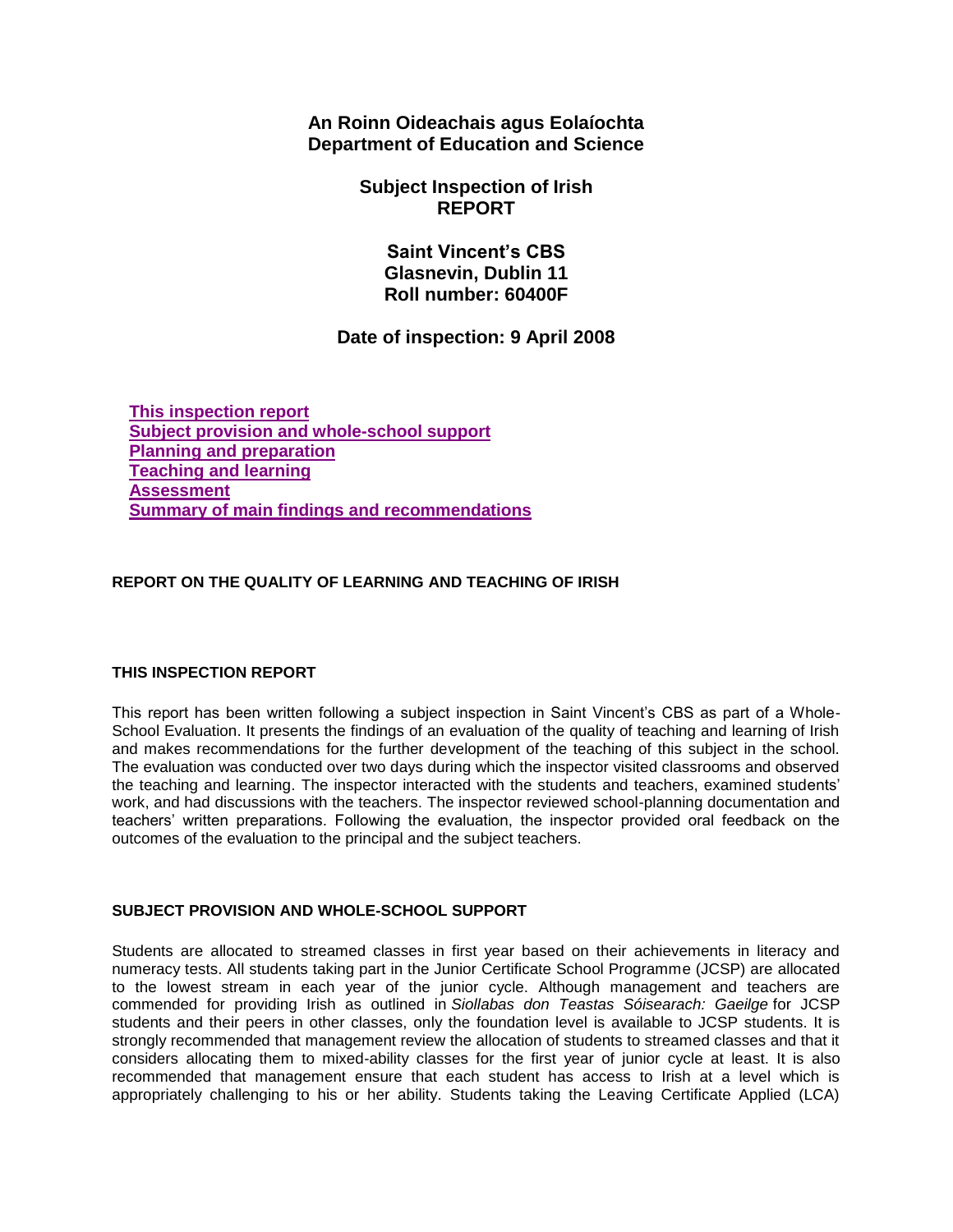**An Roinn Oideachais agus Eolaíochta**
**Department of Education and Science**

# Subject Inspection of Irish
# REPORT

## Saint Vincent's CBS
## Glasnevin, Dublin 11
## Roll number: 60400F

## Date of inspection: 9 April 2008

- This inspection report
- Subject provision and whole-school support
- Planning and preparation
- Teaching and learning
- Assessment
- Summary of main findings and recommendations

## REPORT ON THE QUALITY OF LEARNING AND TEACHING OF IRISH

### THIS INSPECTION REPORT

This report has been written following a subject inspection in Saint Vincent's CBS as part of a Whole-School Evaluation. It presents the findings of an evaluation of the quality of teaching and learning of Irish and makes recommendations for the further development of the teaching of this subject in the school. The evaluation was conducted over two days during which the inspector visited classrooms and observed the teaching and learning. The inspector interacted with the students and teachers, examined students' work, and had discussions with the teachers. The inspector reviewed school-planning documentation and teachers' written preparations. Following the evaluation, the inspector provided oral feedback on the outcomes of the evaluation to the principal and the subject teachers.

### SUBJECT PROVISION AND WHOLE-SCHOOL SUPPORT

Students are allocated to streamed classes in first year based on their achievements in literacy and numeracy tests. All students taking part in the Junior Certificate School Programme (JCSP) are allocated to the lowest stream in each year of the junior cycle. Although management and teachers are commended for providing Irish as outlined in *Siollabas don Teastas Sóisearach: Gaeilge* for JCSP students and their peers in other classes, only the foundation level is available to JCSP students. It is strongly recommended that management review the allocation of students to streamed classes and that it considers allocating them to mixed-ability classes for the first year of junior cycle at least. It is also recommended that management ensure that each student has access to Irish at a level which is appropriately challenging to his or her ability. Students taking the Leaving Certificate Applied (LCA)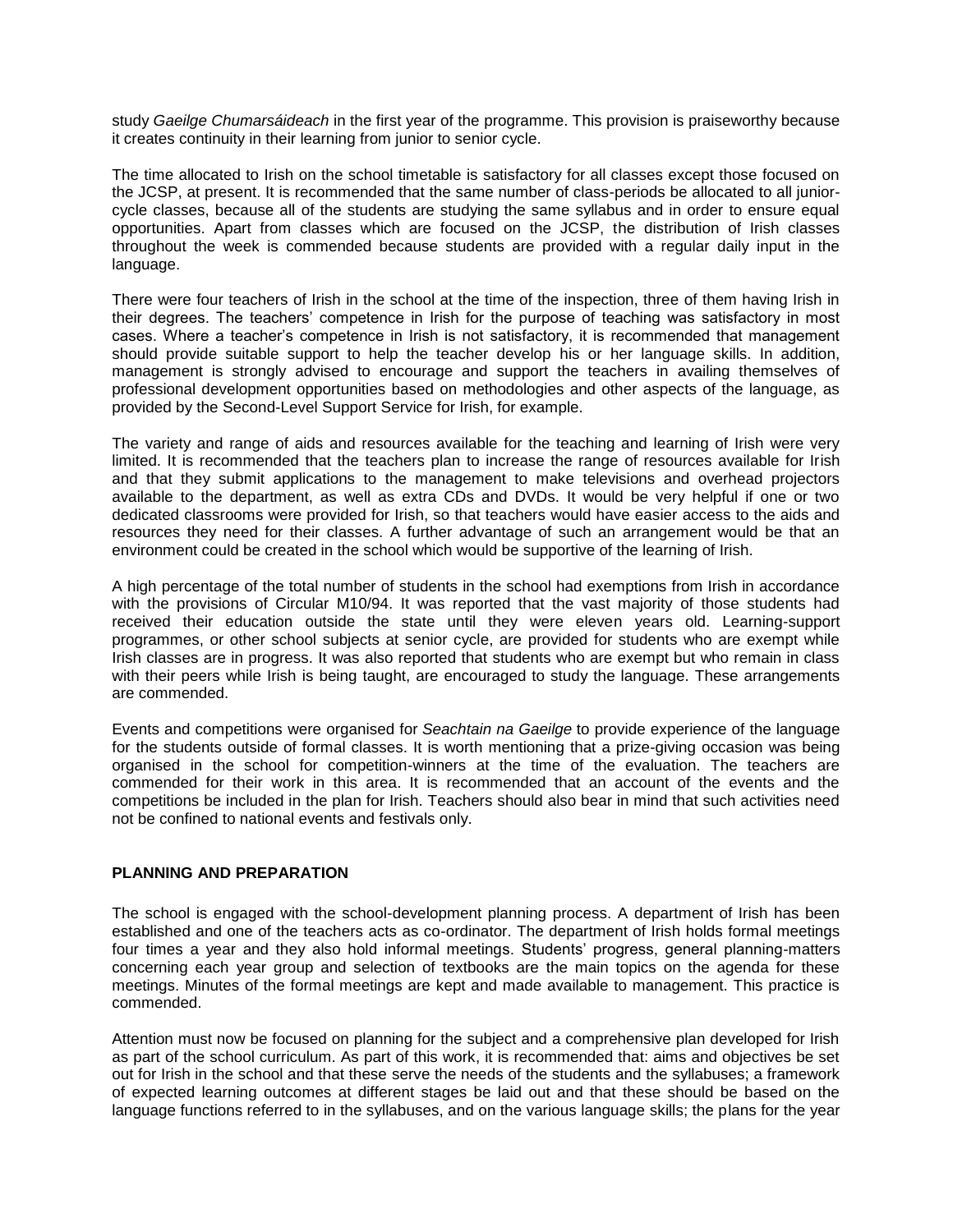study *Gaeilge Chumarsáideach* in the first year of the programme. This provision is praiseworthy because it creates continuity in their learning from junior to senior cycle.

The time allocated to Irish on the school timetable is satisfactory for all classes except those focused on the JCSP, at present. It is recommended that the same number of class-periods be allocated to all junior-cycle classes, because all of the students are studying the same syllabus and in order to ensure equal opportunities. Apart from classes which are focused on the JCSP, the distribution of Irish classes throughout the week is commended because students are provided with a regular daily input in the language.

There were four teachers of Irish in the school at the time of the inspection, three of them having Irish in their degrees. The teachers' competence in Irish for the purpose of teaching was satisfactory in most cases. Where a teacher's competence in Irish is not satisfactory, it is recommended that management should provide suitable support to help the teacher develop his or her language skills. In addition, management is strongly advised to encourage and support the teachers in availing themselves of professional development opportunities based on methodologies and other aspects of the language, as provided by the Second-Level Support Service for Irish, for example.

The variety and range of aids and resources available for the teaching and learning of Irish were very limited. It is recommended that the teachers plan to increase the range of resources available for Irish and that they submit applications to the management to make televisions and overhead projectors available to the department, as well as extra CDs and DVDs. It would be very helpful if one or two dedicated classrooms were provided for Irish, so that teachers would have easier access to the aids and resources they need for their classes. A further advantage of such an arrangement would be that an environment could be created in the school which would be supportive of the learning of Irish.

A high percentage of the total number of students in the school had exemptions from Irish in accordance with the provisions of Circular M10/94. It was reported that the vast majority of those students had received their education outside the state until they were eleven years old. Learning-support programmes, or other school subjects at senior cycle, are provided for students who are exempt while Irish classes are in progress. It was also reported that students who are exempt but who remain in class with their peers while Irish is being taught, are encouraged to study the language. These arrangements are commended.

Events and competitions were organised for *Seachtain na Gaeilge* to provide experience of the language for the students outside of formal classes. It is worth mentioning that a prize-giving occasion was being organised in the school for competition-winners at the time of the evaluation. The teachers are commended for their work in this area. It is recommended that an account of the events and the competitions be included in the plan for Irish. Teachers should also bear in mind that such activities need not be confined to national events and festivals only.

## PLANNING AND PREPARATION

The school is engaged with the school-development planning process. A department of Irish has been established and one of the teachers acts as co-ordinator. The department of Irish holds formal meetings four times a year and they also hold informal meetings. Students' progress, general planning-matters concerning each year group and selection of textbooks are the main topics on the agenda for these meetings. Minutes of the formal meetings are kept and made available to management. This practice is commended.

Attention must now be focused on planning for the subject and a comprehensive plan developed for Irish as part of the school curriculum. As part of this work, it is recommended that: aims and objectives be set out for Irish in the school and that these serve the needs of the students and the syllabuses; a framework of expected learning outcomes at different stages be laid out and that these should be based on the language functions referred to in the syllabuses, and on the various language skills; the plans for the year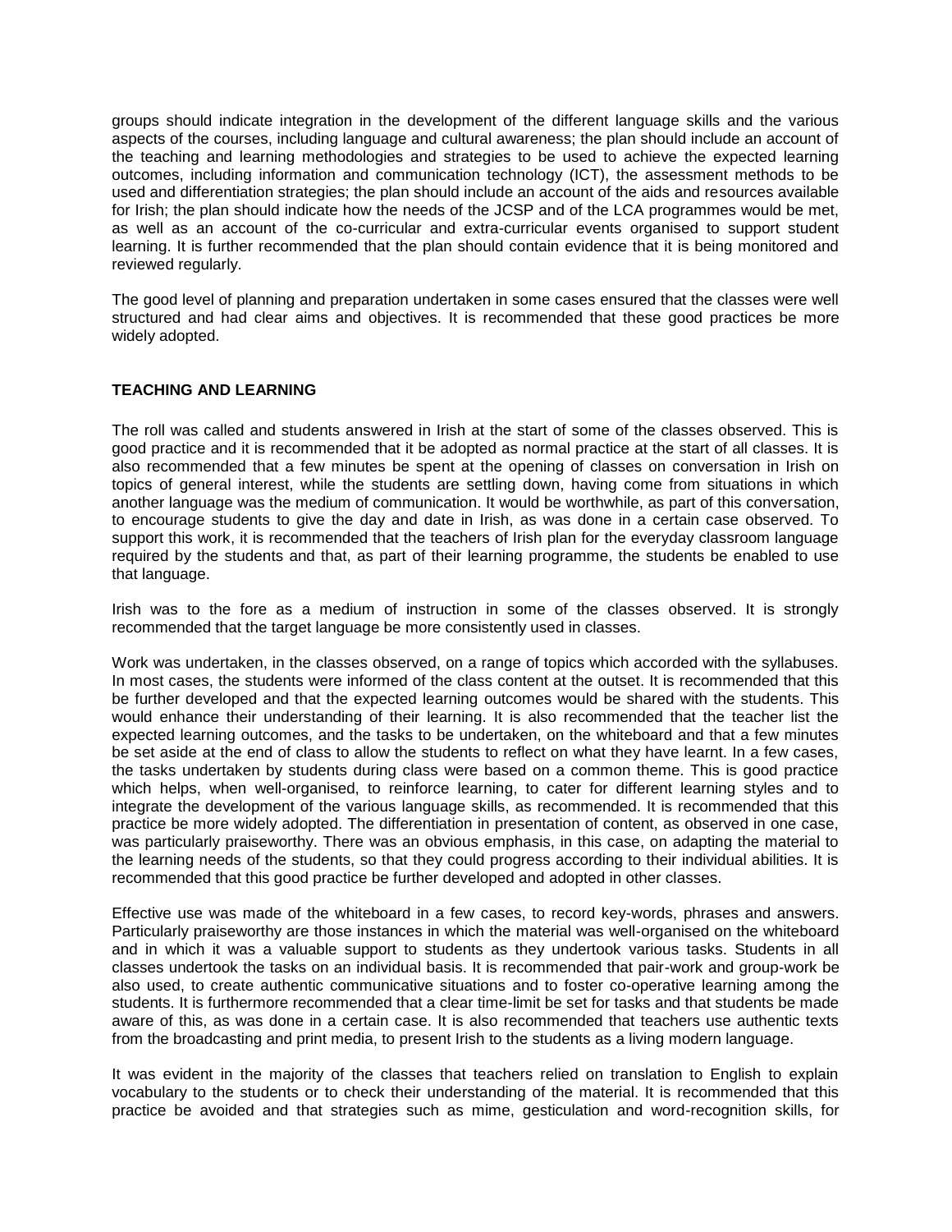groups should indicate integration in the development of the different language skills and the various aspects of the courses, including language and cultural awareness; the plan should include an account of the teaching and learning methodologies and strategies to be used to achieve the expected learning outcomes, including information and communication technology (ICT), the assessment methods to be used and differentiation strategies; the plan should include an account of the aids and resources available for Irish; the plan should indicate how the needs of the JCSP and of the LCA programmes would be met, as well as an account of the co-curricular and extra-curricular events organised to support student learning. It is further recommended that the plan should contain evidence that it is being monitored and reviewed regularly.

The good level of planning and preparation undertaken in some cases ensured that the classes were well structured and had clear aims and objectives. It is recommended that these good practices be more widely adopted.

## TEACHING AND LEARNING

The roll was called and students answered in Irish at the start of some of the classes observed. This is good practice and it is recommended that it be adopted as normal practice at the start of all classes. It is also recommended that a few minutes be spent at the opening of classes on conversation in Irish on topics of general interest, while the students are settling down, having come from situations in which another language was the medium of communication. It would be worthwhile, as part of this conversation, to encourage students to give the day and date in Irish, as was done in a certain case observed. To support this work, it is recommended that the teachers of Irish plan for the everyday classroom language required by the students and that, as part of their learning programme, the students be enabled to use that language.

Irish was to the fore as a medium of instruction in some of the classes observed. It is strongly recommended that the target language be more consistently used in classes.

Work was undertaken, in the classes observed, on a range of topics which accorded with the syllabuses. In most cases, the students were informed of the class content at the outset. It is recommended that this be further developed and that the expected learning outcomes would be shared with the students. This would enhance their understanding of their learning. It is also recommended that the teacher list the expected learning outcomes, and the tasks to be undertaken, on the whiteboard and that a few minutes be set aside at the end of class to allow the students to reflect on what they have learnt. In a few cases, the tasks undertaken by students during class were based on a common theme. This is good practice which helps, when well-organised, to reinforce learning, to cater for different learning styles and to integrate the development of the various language skills, as recommended. It is recommended that this practice be more widely adopted. The differentiation in presentation of content, as observed in one case, was particularly praiseworthy. There was an obvious emphasis, in this case, on adapting the material to the learning needs of the students, so that they could progress according to their individual abilities. It is recommended that this good practice be further developed and adopted in other classes.

Effective use was made of the whiteboard in a few cases, to record key-words, phrases and answers. Particularly praiseworthy are those instances in which the material was well-organised on the whiteboard and in which it was a valuable support to students as they undertook various tasks. Students in all classes undertook the tasks on an individual basis. It is recommended that pair-work and group-work be also used, to create authentic communicative situations and to foster co-operative learning among the students. It is furthermore recommended that a clear time-limit be set for tasks and that students be made aware of this, as was done in a certain case. It is also recommended that teachers use authentic texts from the broadcasting and print media, to present Irish to the students as a living modern language.

It was evident in the majority of the classes that teachers relied on translation to English to explain vocabulary to the students or to check their understanding of the material. It is recommended that this practice be avoided and that strategies such as mime, gesticulation and word-recognition skills, for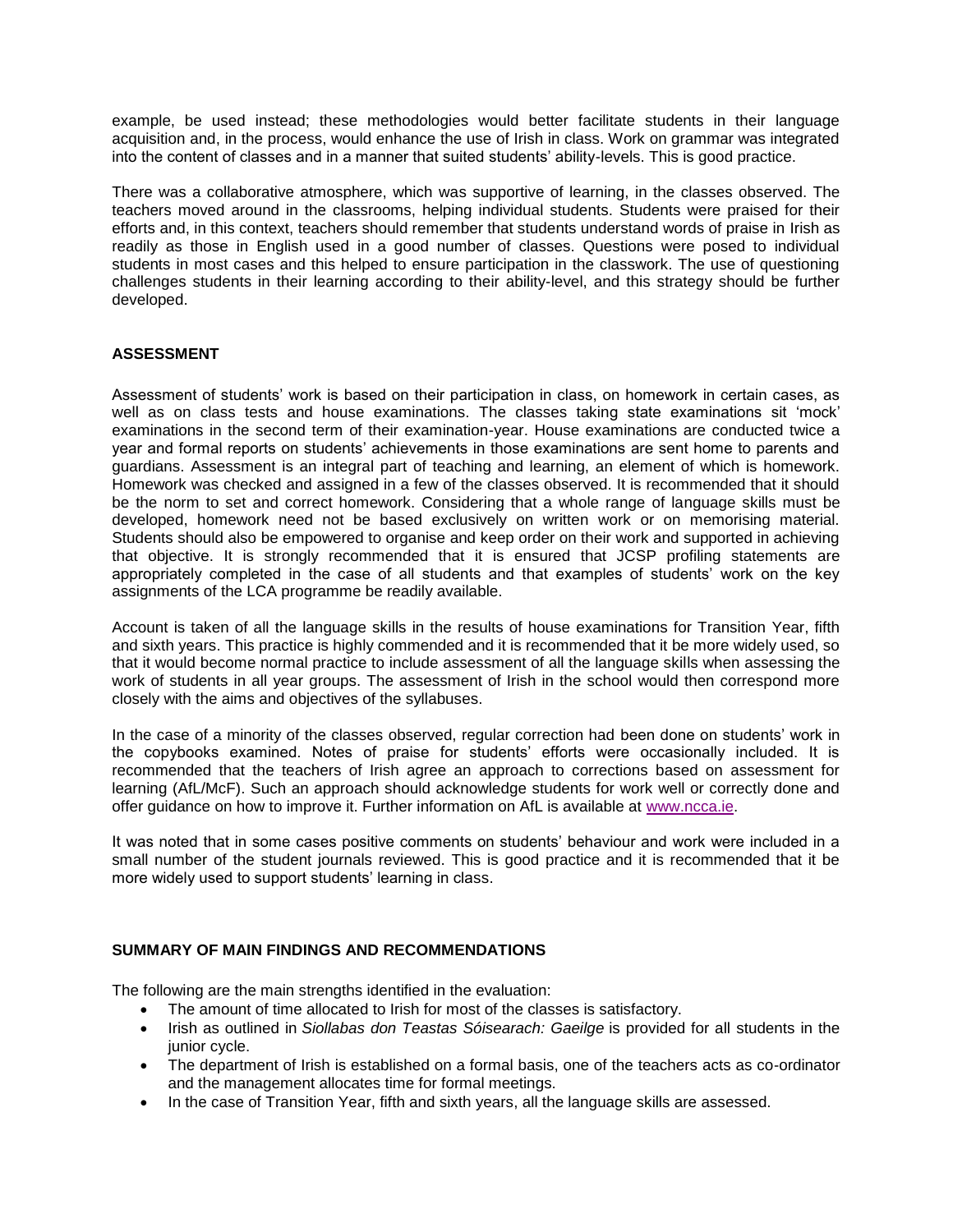example, be used instead; these methodologies would better facilitate students in their language acquisition and, in the process, would enhance the use of Irish in class. Work on grammar was integrated into the content of classes and in a manner that suited students' ability-levels. This is good practice.

There was a collaborative atmosphere, which was supportive of learning, in the classes observed. The teachers moved around in the classrooms, helping individual students. Students were praised for their efforts and, in this context, teachers should remember that students understand words of praise in Irish as readily as those in English used in a good number of classes. Questions were posed to individual students in most cases and this helped to ensure participation in the classwork. The use of questioning challenges students in their learning according to their ability-level, and this strategy should be further developed.

## ASSESSMENT

Assessment of students' work is based on their participation in class, on homework in certain cases, as well as on class tests and house examinations. The classes taking state examinations sit 'mock' examinations in the second term of their examination-year. House examinations are conducted twice a year and formal reports on students' achievements in those examinations are sent home to parents and guardians. Assessment is an integral part of teaching and learning, an element of which is homework. Homework was checked and assigned in a few of the classes observed. It is recommended that it should be the norm to set and correct homework. Considering that a whole range of language skills must be developed, homework need not be based exclusively on written work or on memorising material. Students should also be empowered to organise and keep order on their work and supported in achieving that objective. It is strongly recommended that it is ensured that JCSP profiling statements are appropriately completed in the case of all students and that examples of students' work on the key assignments of the LCA programme be readily available.

Account is taken of all the language skills in the results of house examinations for Transition Year, fifth and sixth years. This practice is highly commended and it is recommended that it be more widely used, so that it would become normal practice to include assessment of all the language skills when assessing the work of students in all year groups. The assessment of Irish in the school would then correspond more closely with the aims and objectives of the syllabuses.

In the case of a minority of the classes observed, regular correction had been done on students' work in the copybooks examined. Notes of praise for students' efforts were occasionally included. It is recommended that the teachers of Irish agree an approach to corrections based on assessment for learning (AfL/McF). Such an approach should acknowledge students for work well or correctly done and offer guidance on how to improve it. Further information on AfL is available at [www.ncca.ie](http://www.ncca.ie).

It was noted that in some cases positive comments on students' behaviour and work were included in a small number of the student journals reviewed. This is good practice and it is recommended that it be more widely used to support students' learning in class.

## SUMMARY OF MAIN FINDINGS AND RECOMMENDATIONS

The following are the main strengths identified in the evaluation:

- The amount of time allocated to Irish for most of the classes is satisfactory.
- Irish as outlined in *Siollabas don Teastas Sóisearach: Gaeilge* is provided for all students in the junior cycle.
- The department of Irish is established on a formal basis, one of the teachers acts as co-ordinator and the management allocates time for formal meetings.
- In the case of Transition Year, fifth and sixth years, all the language skills are assessed.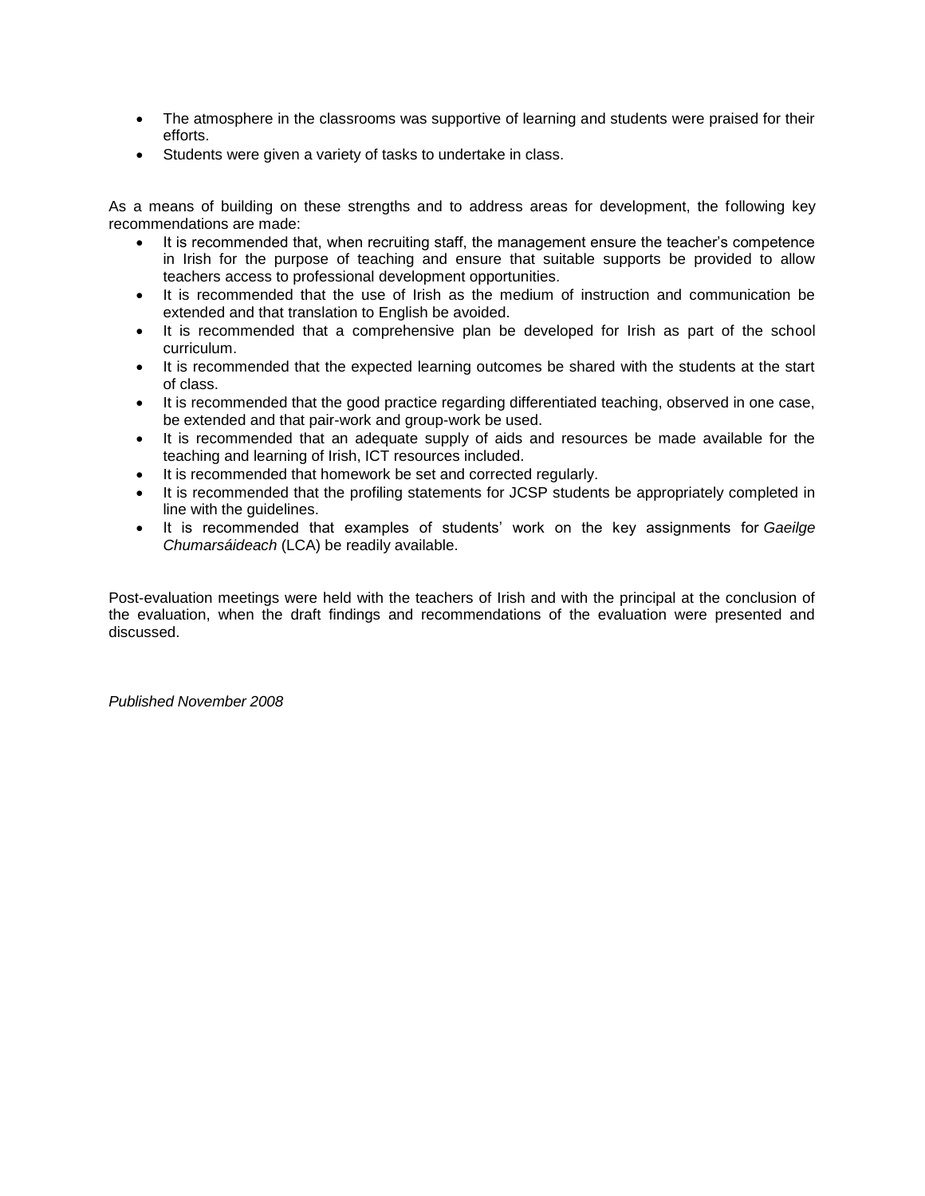- The atmosphere in the classrooms was supportive of learning and students were praised for their efforts.
- Students were given a variety of tasks to undertake in class.

As a means of building on these strengths and to address areas for development, the following key recommendations are made:

- It is recommended that, when recruiting staff, the management ensure the teacher's competence in Irish for the purpose of teaching and ensure that suitable supports be provided to allow teachers access to professional development opportunities.
- It is recommended that the use of Irish as the medium of instruction and communication be extended and that translation to English be avoided.
- It is recommended that a comprehensive plan be developed for Irish as part of the school curriculum.
- It is recommended that the expected learning outcomes be shared with the students at the start of class.
- It is recommended that the good practice regarding differentiated teaching, observed in one case, be extended and that pair-work and group-work be used.
- It is recommended that an adequate supply of aids and resources be made available for the teaching and learning of Irish, ICT resources included.
- It is recommended that homework be set and corrected regularly.
- It is recommended that the profiling statements for JCSP students be appropriately completed in line with the guidelines.
- It is recommended that examples of students' work on the key assignments for *Gaeilge Chumarsáideach* (LCA) be readily available.

Post-evaluation meetings were held with the teachers of Irish and with the principal at the conclusion of the evaluation, when the draft findings and recommendations of the evaluation were presented and discussed.

*Published November 2008*